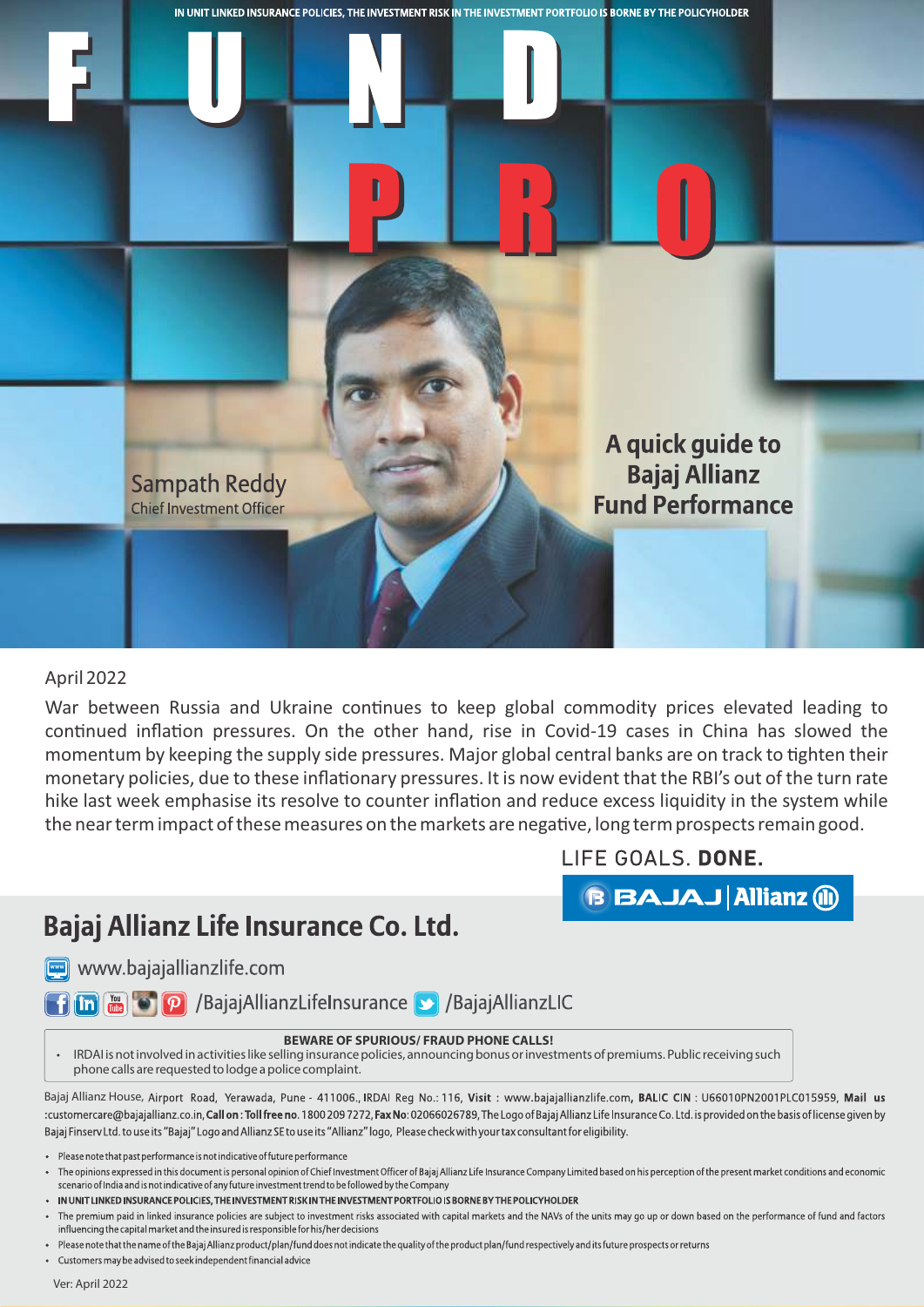IN UNIT LINKED INSURANCE POLICIES, THE INVESTMENT RISK IN THE INVESTMENT PORTFOLIO IS BORNE BY THE POLICYHOLDER

# FUND PRO

Sampath Reddy
Chief Investment Officer

## A quick guide to Bajaj Allianz Fund Performance

April 2022

War between Russia and Ukraine continues to keep global commodity prices elevated leading to continued inflation pressures. On the other hand, rise in Covid-19 cases in China has slowed the momentum by keeping the supply side pressures. Major global central banks are on track to tighten their monetary policies, due to these inflationary pressures. It is now evident that the RBI's out of the turn rate hike last week emphasise its resolve to counter inflation and reduce excess liquidity in the system while the near term impact of these measures on the markets are negative, long term prospects remain good.

LIFE GOALS. **DONE.**

BAJAJ | Allianz

## Bajaj Allianz Life Insurance Co. Ltd.

www.bajajallianzlife.com

/BajajAllianzLifeInsurance /BajajAllianzLIC

**BEWARE OF SPURIOUS/ FRAUD PHONE CALLS!**

- IRDAI is not involved in activities like selling insurance policies, announcing bonus or investments of premiums. Public receiving such phone calls are requested to lodge a police complaint.

Bajaj Allianz House, Airport Road, Yerawada, Pune - 411006., IRDAI Reg No.: 116, **Visit** : www.bajajallianzlife.com, **BALIC CIN** : U66010PN2001PLC015959, **Mail us** :customercare@bajajallianz.co.in, **Call on : Toll free no.** 1800 209 7272, **Fax No**: 02066026789, The Logo of Bajaj Allianz Life Insurance Co. Ltd. is provided on the basis of license given by Bajaj Finserv Ltd. to use its "Bajaj" Logo and Allianz SE to use its "Allianz" logo, Please check with your tax consultant for eligibility.

- Please note that past performance is not indicative of future performance
- The opinions expressed in this document is personal opinion of Chief Investment Officer of Bajaj Allianz Life Insurance Company Limited based on his perception of the present market conditions and economic scenario of India and is not indicative of any future investment trend to be followed by the Company
- **IN UNIT LINKED INSURANCE POLICIES, THE INVESTMENT RISK IN THE INVESTMENT PORTFOLIO IS BORNE BY THE POLICYHOLDER**
- The premium paid in linked insurance policies are subject to investment risks associated with capital markets and the NAVs of the units may go up or down based on the performance of fund and factors influencing the capital market and the insured is responsible for his/her decisions
- Please note that the name of the Bajaj Allianz product/plan/fund does not indicate the quality of the product plan/fund respectively and its future prospects or returns
- Customers may be advised to seek independent financial advice

Ver: April 2022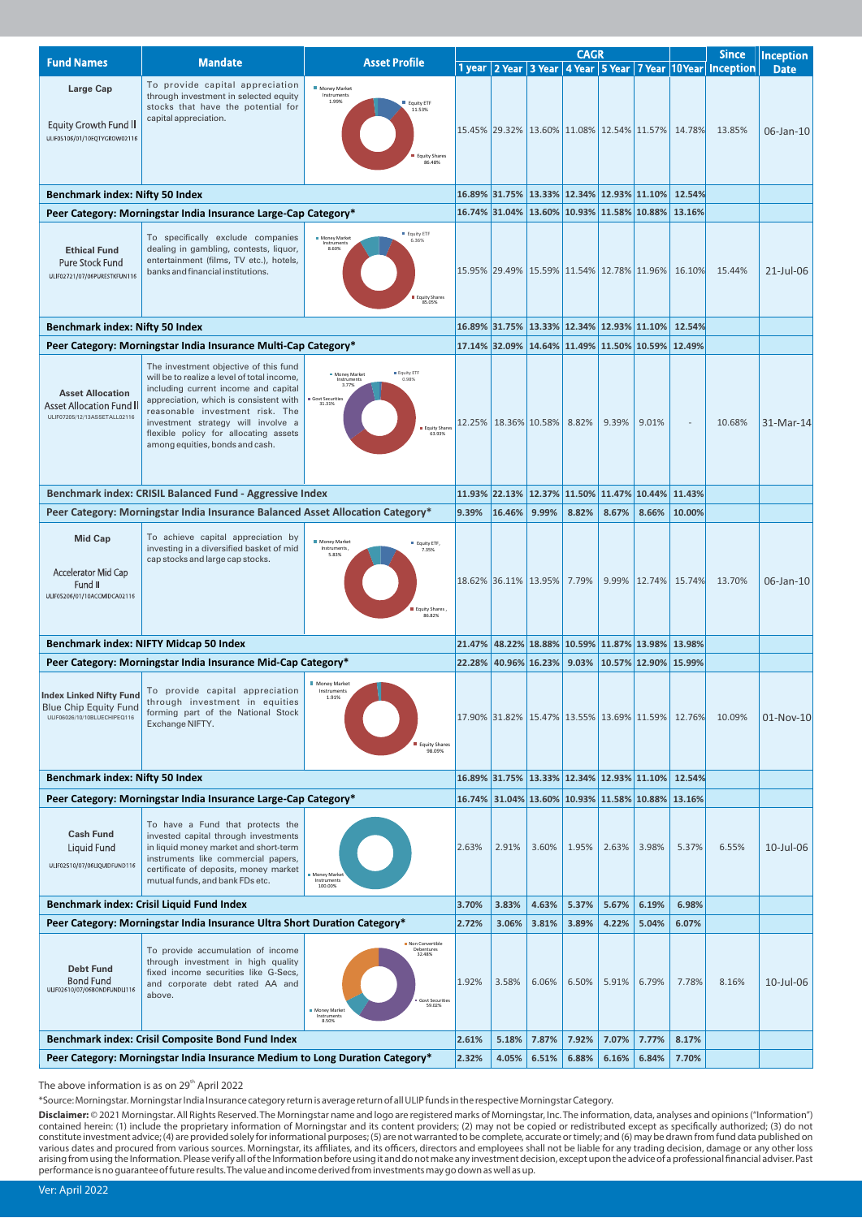| Fund Names | Mandate | Asset Profile | CAGR | | | | | | | Since | Inception |
|---|---|---|---|---|---|---|---|---|---|---|---|
| | | | 1 year | 2 Year | 3 Year | 4 Year | 5 Year | 7 Year | 10Year | Inception | Date |
| **Large Cap** Equity Growth Fund II ULIF05106/01/10EQTYGROW02116 | To provide capital appreciation through investment in selected equity stocks that have the potential for capital appreciation. | Money Market Instruments 1.99%; Equity ETF 11.53%; Equity Shares 86.48% | 15.45% | 29.32% | 13.60% | 11.08% | 12.54% | 11.57% | 14.78% | 13.85% | 06-Jan-10 |
| **Benchmark index: Nifty 50 Index** | | | 16.89% | 31.75% | 13.33% | 12.34% | 12.93% | 11.10% | 12.54% | | |
| **Peer Category: Morningstar India Insurance Large-Cap Category*** | | | 16.74% | 31.04% | 13.60% | 10.93% | 11.58% | 10.88% | 13.16% | | |
| **Ethical Fund** Pure Stock Fund ULIF02721/07/06PURESTKFUN116 | To specifically exclude companies dealing in gambling, contests, liquor, entertainment (films, TV etc.), hotels, banks and financial institutions. | Money Market Instruments 8.60%; Equity ETF 6.36%; Equity Shares 85.05% | 15.95% | 29.49% | 15.59% | 11.54% | 12.78% | 11.96% | 16.10% | 15.44% | 21-Jul-06 |
| **Benchmark index: Nifty 50 Index** | | | 16.89% | 31.75% | 13.33% | 12.34% | 12.93% | 11.10% | 12.54% | | |
| **Peer Category: Morningstar India Insurance Multi-Cap Category*** | | | 17.14% | 32.09% | 14.64% | 11.49% | 11.50% | 10.59% | 12.49% | | |
| **Asset Allocation** Asset Allocation Fund II ULIF07205/12/13ASSETALL02116 | The investment objective of this fund will be to realize a level of total income, including current income and capital appreciation, which is consistent with reasonable investment risk. The investment strategy will involve a flexible policy for allocating assets among equities, bonds and cash. | Money Market Instruments 3.77%; Equity ETF 0.98%; Govt Securities 31.31%; Equity Shares 63.93% | 12.25% | 18.36% | 10.58% | 8.82% | 9.39% | 9.01% | - | 10.68% | 31-Mar-14 |
| **Benchmark index: CRISIL Balanced Fund - Aggressive Index** | | | 11.93% | 22.13% | 12.37% | 11.50% | 11.47% | 10.44% | 11.43% | | |
| **Peer Category: Morningstar India Insurance Balanced Asset Allocation Category*** | | | 9.39% | 16.46% | 9.99% | 8.82% | 8.67% | 8.66% | 10.00% | | |
| **Mid Cap** Accelerator Mid Cap Fund II ULIF05206/01/10ACCMIDCA02116 | To achieve capital appreciation by investing in a diversified basket of mid cap stocks and large cap stocks. | Money Market Instruments, 5.83%; Equity ETF, 7.35%; Equity Shares, 86.82% | 18.62% | 36.11% | 13.95% | 7.79% | 9.99% | 12.74% | 15.74% | 13.70% | 06-Jan-10 |
| **Benchmark index: NIFTY Midcap 50 Index** | | | 21.47% | 48.22% | 18.88% | 10.59% | 11.87% | 13.98% | 13.98% | | |
| **Peer Category: Morningstar India Insurance Mid-Cap Category*** | | | 22.28% | 40.96% | 16.23% | 9.03% | 10.57% | 12.90% | 15.99% | | |
| **Index Linked Nifty Fund** Blue Chip Equity Fund ULIF06026/10/10BLUECHIPEQ116 | To provide capital appreciation through investment in equities forming part of the National Stock Exchange NIFTY. | Money Market Instruments 1.91%; Equity Shares 98.09% | 17.90% | 31.82% | 15.47% | 13.55% | 13.69% | 11.59% | 12.76% | 10.09% | 01-Nov-10 |
| **Benchmark index: Nifty 50 Index** | | | 16.89% | 31.75% | 13.33% | 12.34% | 12.93% | 11.10% | 12.54% | | |
| **Peer Category: Morningstar India Insurance Large-Cap Category*** | | | 16.74% | 31.04% | 13.60% | 10.93% | 11.58% | 10.88% | 13.16% | | |
| **Cash Fund** Liquid Fund ULIF02510/07/06LIQUIDFUND116 | To have a Fund that protects the invested capital through investments in liquid money market and short-term instruments like commercial papers, certificate of deposits, money market mutual funds, and bank FDs etc. | Money Market Instruments 100.00% | 2.63% | 2.91% | 3.60% | 1.95% | 2.63% | 3.98% | 5.37% | 6.55% | 10-Jul-06 |
| **Benchmark index: Crisil Liquid Fund Index** | | | 3.70% | 3.83% | 4.63% | 5.37% | 5.67% | 6.19% | 6.98% | | |
| **Peer Category: Morningstar India Insurance Ultra Short Duration Category*** | | | 2.72% | 3.06% | 3.81% | 3.89% | 4.22% | 5.04% | 6.07% | | |
| **Debt Fund** Bond Fund ULIF02610/07/06BONDFUNDLI116 | To provide accumulation of income through investment in high quality fixed income securities like G-Secs, and corporate debt rated AA and above. | Non Convertible Debentures 32.48%; Money Market Instruments 8.50%; Govt Securities 59.02% | 1.92% | 3.58% | 6.06% | 6.50% | 5.91% | 6.79% | 7.78% | 8.16% | 10-Jul-06 |
| **Benchmark index: Crisil Composite Bond Fund Index** | | | 2.61% | 5.18% | 7.87% | 7.92% | 7.07% | 7.77% | 8.17% | | |
| **Peer Category: Morningstar India Insurance Medium to Long Duration Category*** | | | 2.32% | 4.05% | 6.51% | 6.88% | 6.16% | 6.84% | 7.70% | | |

The above information is as on 29th April 2022

*Source: Morningstar. Morningstar India Insurance category return is average return of all ULIP funds in the respective Morningstar Category.

**Disclaimer:** © 2021 Morningstar. All Rights Reserved. The Morningstar name and logo are registered marks of Morningstar, Inc. The information, data, analyses and opinions ("Information") contained herein: (1) include the proprietary information of Morningstar and its content providers; (2) may not be copied or redistributed except as specifically authorized; (3) do not constitute investment advice; (4) are provided solely for informational purposes; (5) are not warranted to be complete, accurate or timely; and (6) may be drawn from fund data published on various dates and procured from various sources. Morningstar, its affiliates, and its officers, directors and employees shall not be liable for any trading decision, damage or any other loss arising from using the Information. Please verify all of the Information before using it and do not make any investment decision, except upon the advice of a professional financial adviser. Past performance is no guarantee of future results. The value and income derived from investments may go down as well as up.

Ver: April 2022